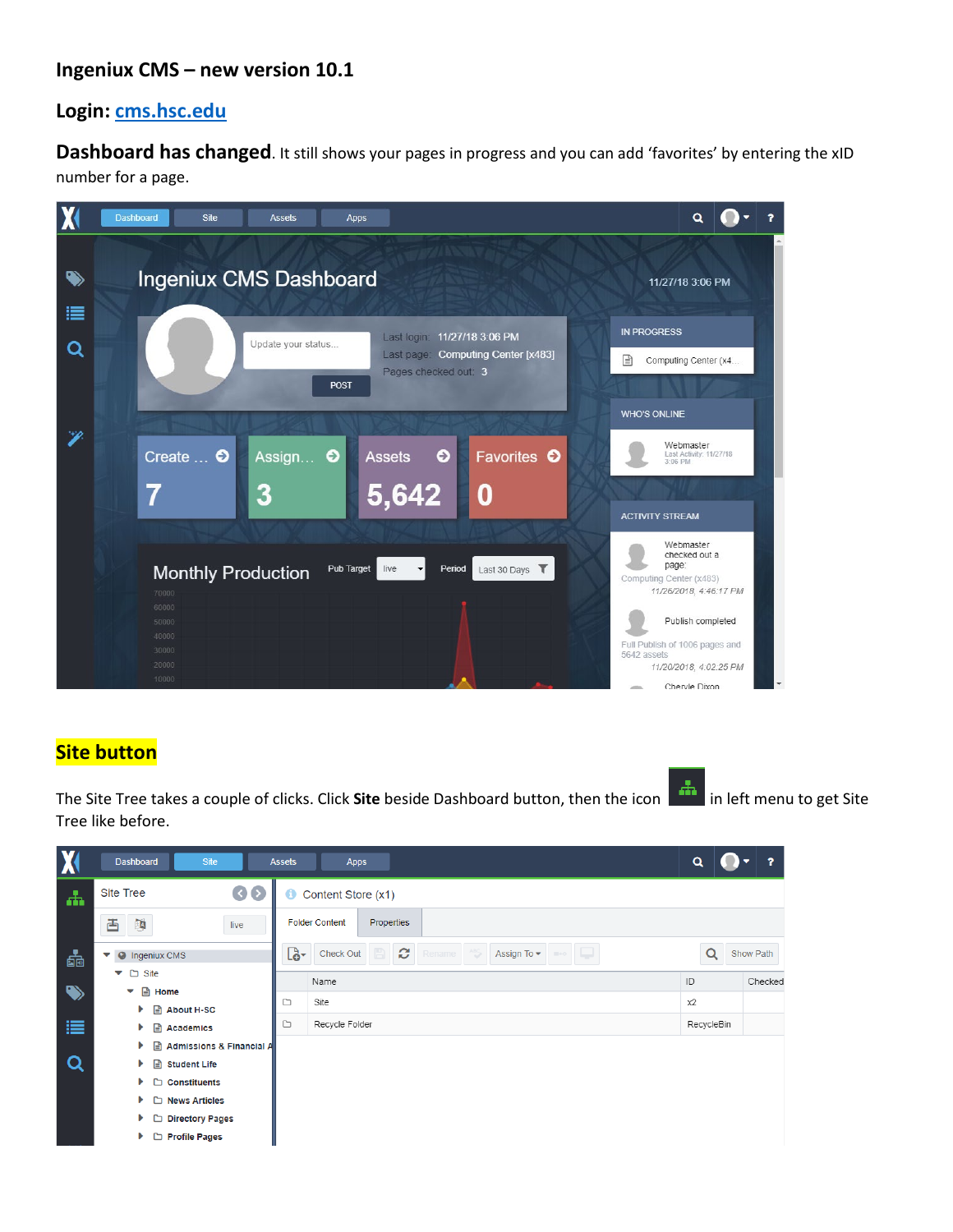# Ingeniux CMS – new version 10.1

## Login: [cms.hsc.edu](cms.hsc.edu)

**Dashboard has changed**. It still shows your pages in progress and you can add 'favorites' by entering the xID number for a page.

## Site button

The Site Tree takes a couple of clicks. Click **Site** beside Dashboard button, then the icon in left menu to get Site Tree like before.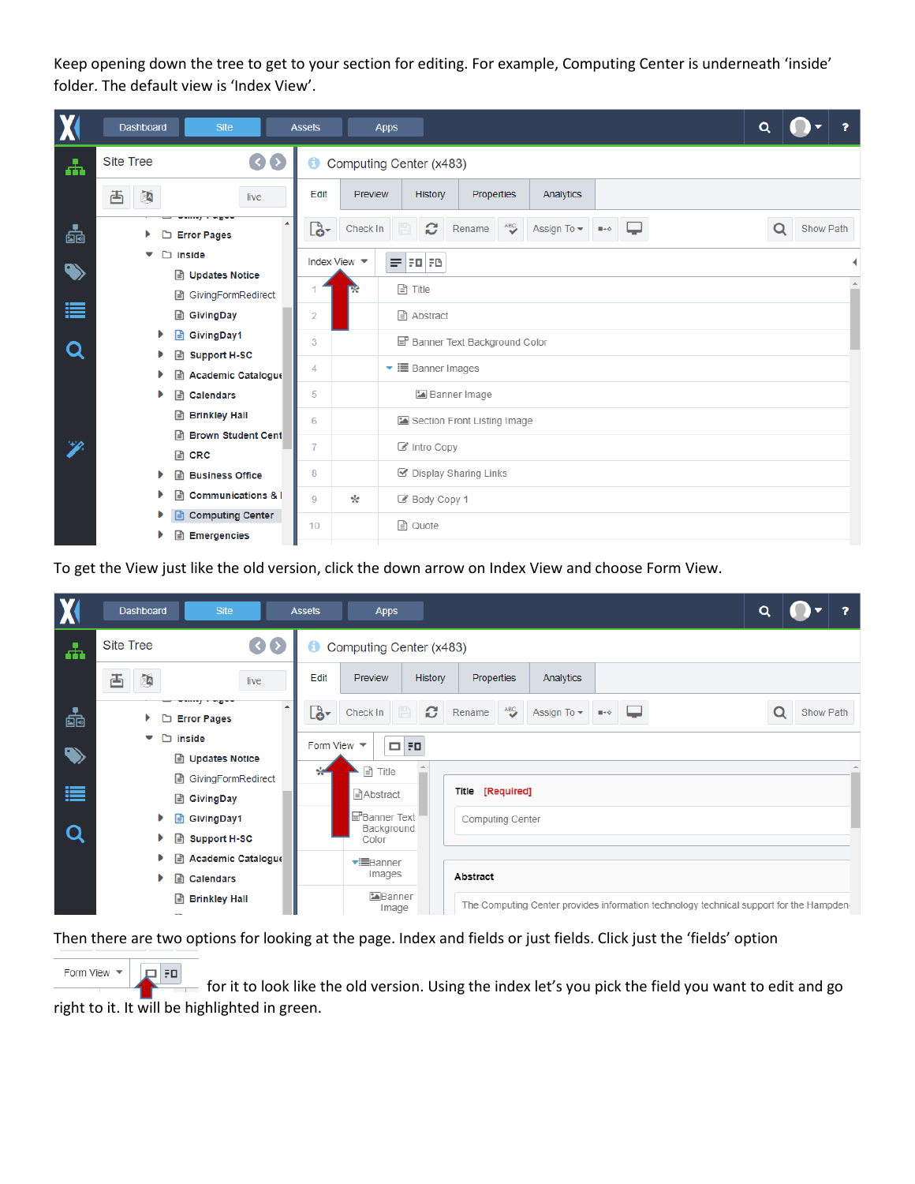Keep opening down the tree to get to your section for editing. For example, Computing Center is underneath 'inside' folder. The default view is 'Index View'.

To get the View just like the old version, click the down arrow on Index View and choose Form View.

Then there are two options for looking at the page. Index and fields or just fields. Click just the 'fields' option

for it to look like the old version. Using the index let's you pick the field you want to edit and go right to it. It will be highlighted in green.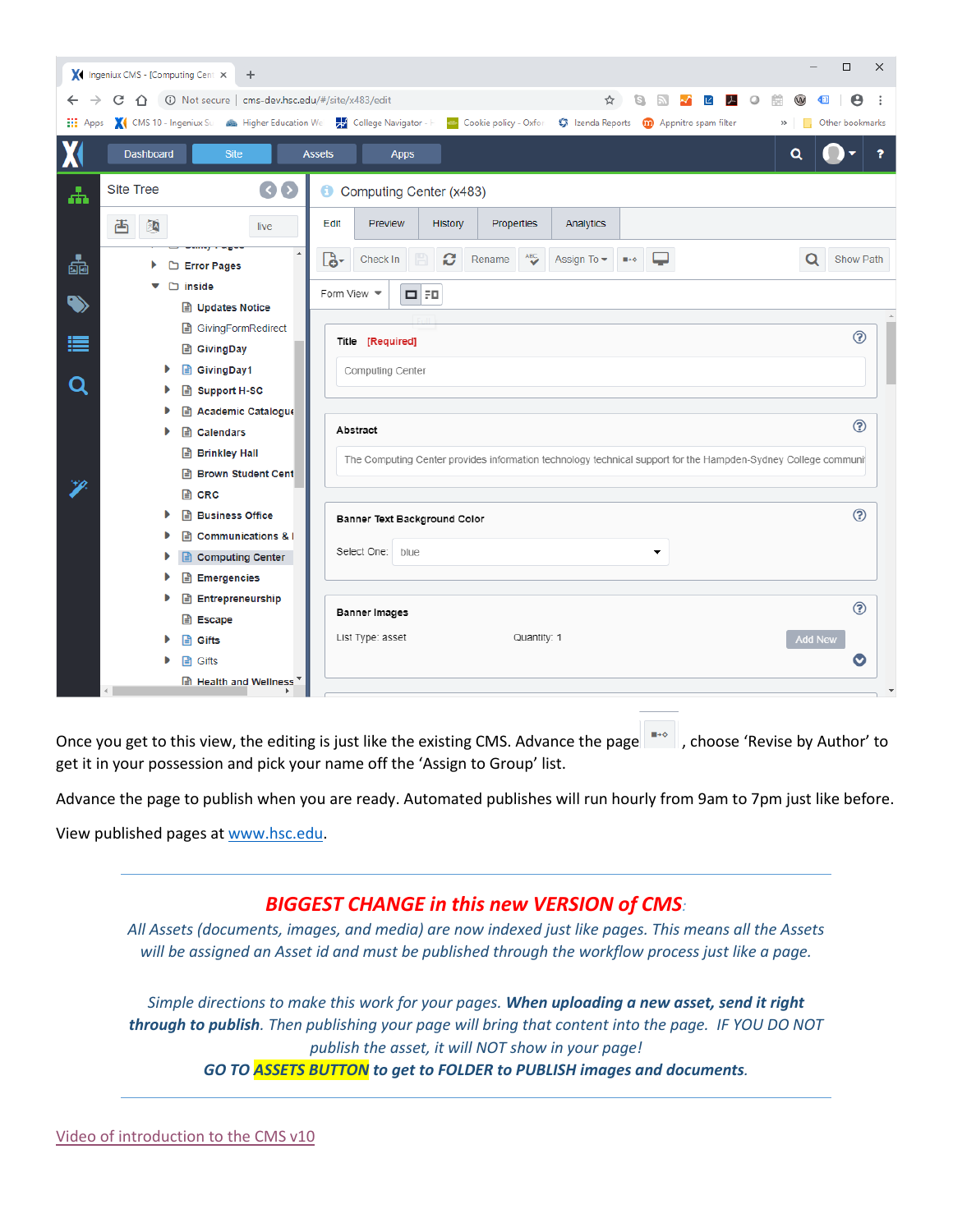Once you get to this view, the editing is just like the existing CMS. Advance the page , choose 'Revise by Author' to get it in your possession and pick your name off the 'Assign to Group' list.

Advance the page to publish when you are ready. Automated publishes will run hourly from 9am to 7pm just like before.

View published pages at [www.hsc.edu](www.hsc.edu).

---

***BIGGEST CHANGE in this new VERSION of CMS**:*

*All Assets (documents, images, and media) are now indexed just like pages. This means all the Assets will be assigned an Asset id and must be published through the workflow process just like a page.*

*Simple directions to make this work for your pages. **When uploading a new asset, send it right through to publish**. Then publishing your page will bring that content into the page. IF YOU DO NOT publish the asset, it will NOT show in your page!*

***GO TO ASSETS BUTTON to get to FOLDER to PUBLISH images and documents**.*

---

[Video of introduction to the CMS v10]()